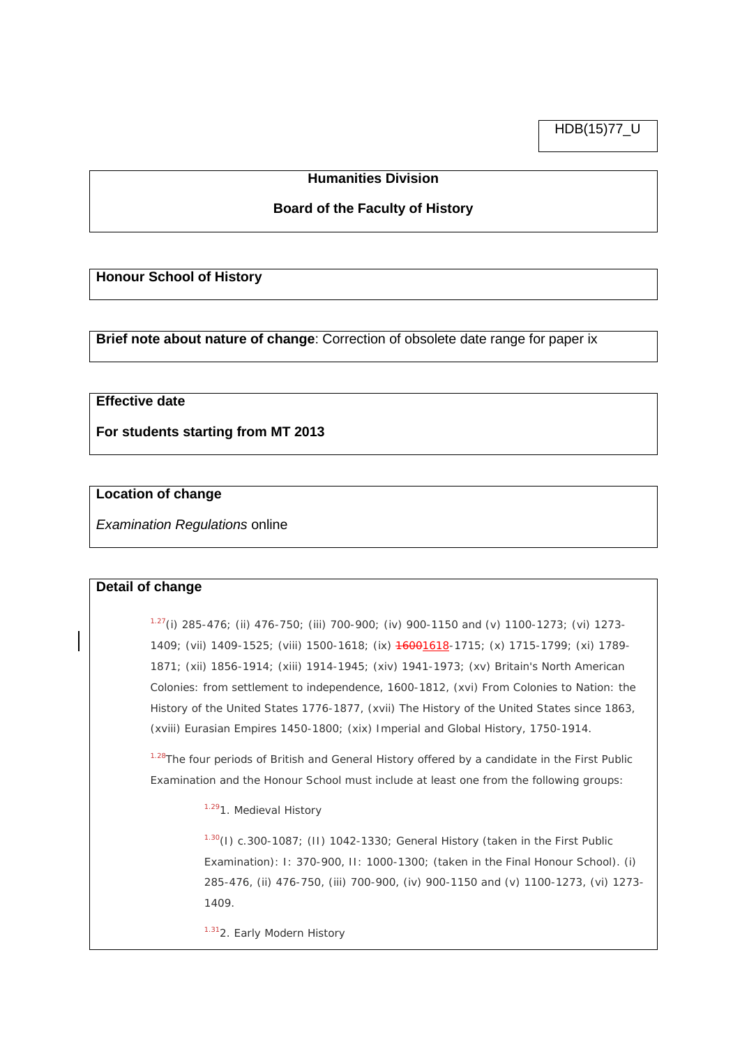HDB(15)77_U

**Humanities Division**

**Board of the Faculty of History**

**Honour School of History**

**Brief note about nature of change**: Correction of obsolete date range for paper ix

**Effective date**

**For students starting from MT 2013**

**Location of change**

*Examination Regulations* online

**Detail of change**

[1.27](i) 285-476; (ii) 476-750; (iii) 700-900; (iv) 900-1150 and (v) 1100-1273; (vi) 1273-1409; (vii) 1409-1525; (viii) 1500-1618; (ix) ~~1600~~1618-1715; (x) 1715-1799; (xi) 1789-1871; (xii) 1856-1914; (xiii) 1914-1945; (xiv) 1941-1973; (xv) Britain's North American Colonies: from settlement to independence, 1600-1812, (xvi) From Colonies to Nation: the History of the United States 1776-1877, (xvii) The History of the United States since 1863, (xviii) Eurasian Empires 1450-1800; (xix) Imperial and Global History, 1750-1914.

[1.28]The four periods of British and General History offered by a candidate in the First Public Examination and the Honour School must include at least one from the following groups:

[1.29]1. Medieval History

[1.30](I) c.300-1087; (II) 1042-1330; General History (taken in the First Public Examination): I: 370-900, II: 1000-1300; (taken in the Final Honour School). (i) 285-476, (ii) 476-750, (iii) 700-900, (iv) 900-1150 and (v) 1100-1273, (vi) 1273-1409.

[1.31]2. Early Modern History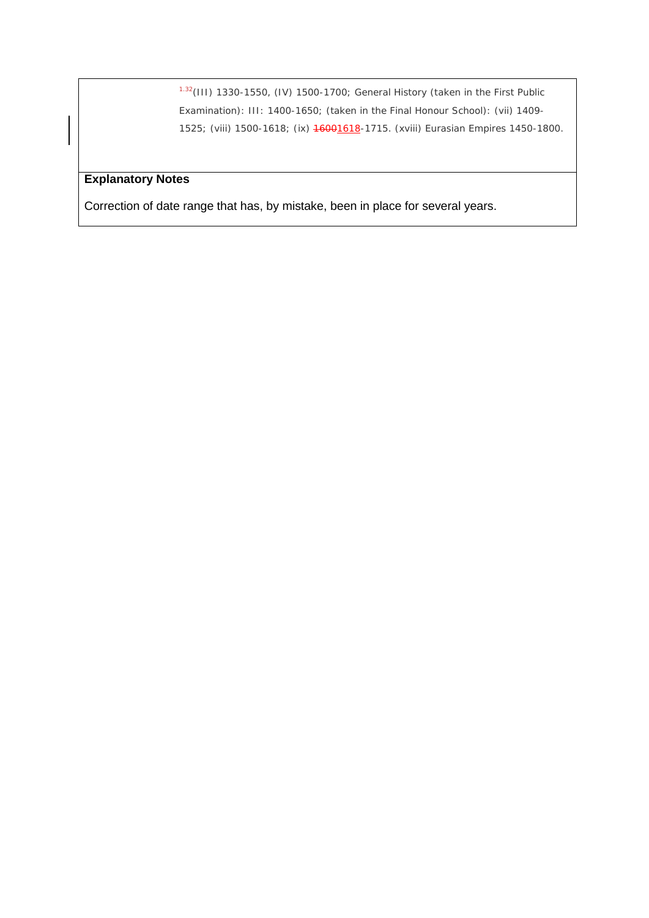[1.32](III) 1330-1550, (IV) 1500-1700; General History (taken in the First Public Examination): III: 1400-1650; (taken in the Final Honour School): (vii) 1409-1525; (viii) 1500-1618; (ix) ~~1600~~1618-1715. (xviii) Eurasian Empires 1450-1800.

**Explanatory Notes**

Correction of date range that has, by mistake, been in place for several years.